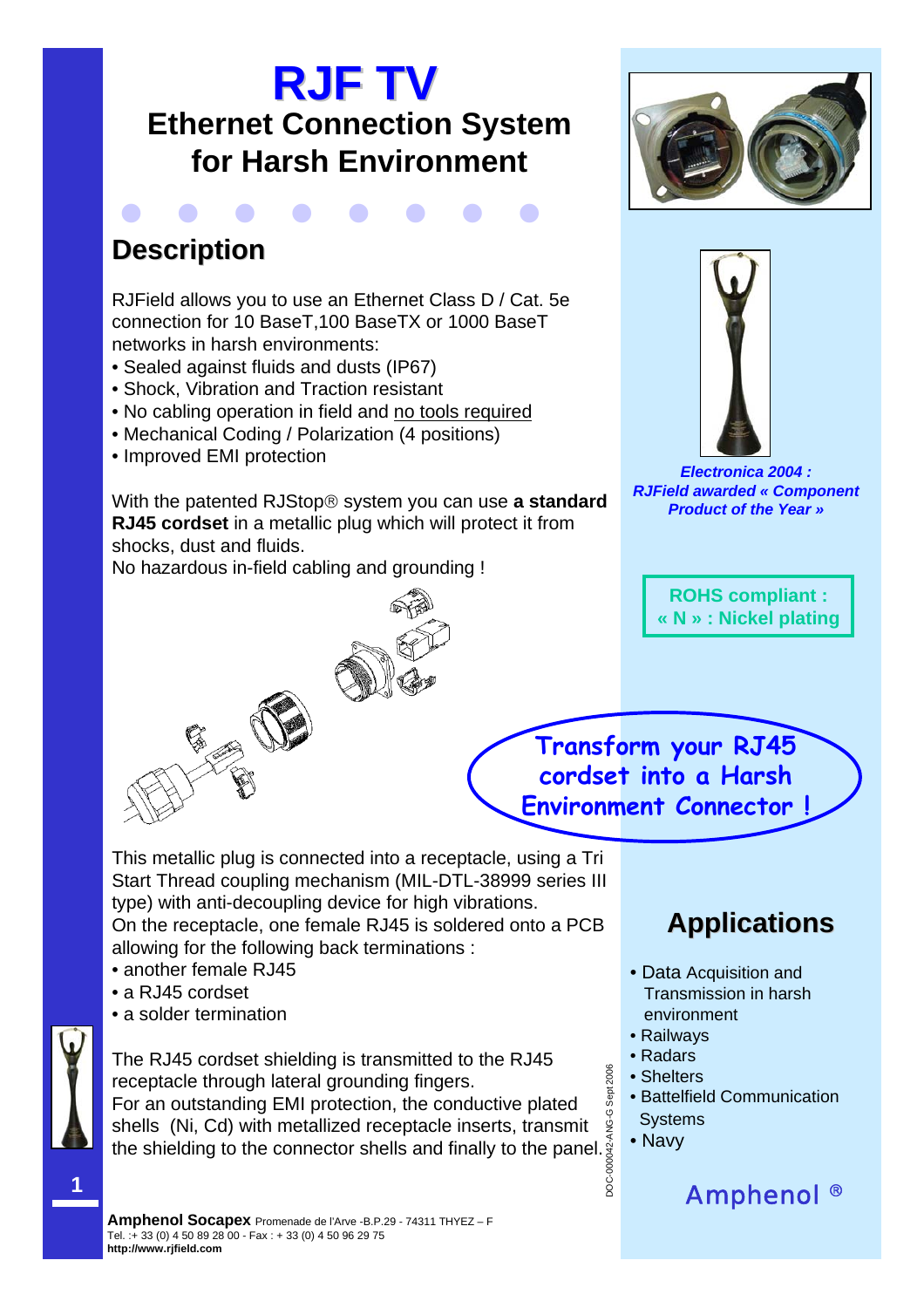# RJF TV

## Ethernet Connection System for Harsh Environment

## Description

RJField allows you to use an Ethernet Class D / Cat. 5e connection for 10 BaseT,100 BaseTX or 1000 BaseT networks in harsh environments:

- Sealed against fluids and dusts (IP67)
- Shock, Vibration and Traction resistant
- No cabling operation in field and no tools required
- Mechanical Coding / Polarization (4 positions)
- Improved EMI protection

With the patented RJStop® system you can use **a standard RJ45 cordset** in a metallic plug which will protect it from shocks, dust and fluids.
No hazardous in-field cabling and grounding !

**Transform your RJ45 cordset into a Harsh Environment Connector !**

This metallic plug is connected into a receptacle, using a Tri Start Thread coupling mechanism (MIL-DTL-38999 series III type) with anti-decoupling device for high vibrations.
On the receptacle, one female RJ45 is soldered onto a PCB allowing for the following back terminations :

- another female RJ45
- a RJ45 cordset
- a solder termination

The RJ45 cordset shielding is transmitted to the RJ45 receptacle through lateral grounding fingers.
For an outstanding EMI protection, the conductive plated shells (Ni, Cd) with metallized receptacle inserts, transmit the shielding to the connector shells and finally to the panel.

***Electronica 2004 : RJField awarded « Component Product of the Year »***

**ROHS compliant : « N » : Nickel plating**

## Applications

- Data Acquisition and Transmission in harsh environment
- Railways
- Radars
- Shelters
- Battelfield Communication Systems
- Navy

DOC-000042-ANG-G Sept 2006

Amphenol ®

**Amphenol Socapex** Promenade de l'Arve -B.P.29 - 74311 THYEZ – F
Tel. :+ 33 (0) 4 50 89 28 00 - Fax : + 33 (0) 4 50 96 29 75
**http://www.rjfield.com**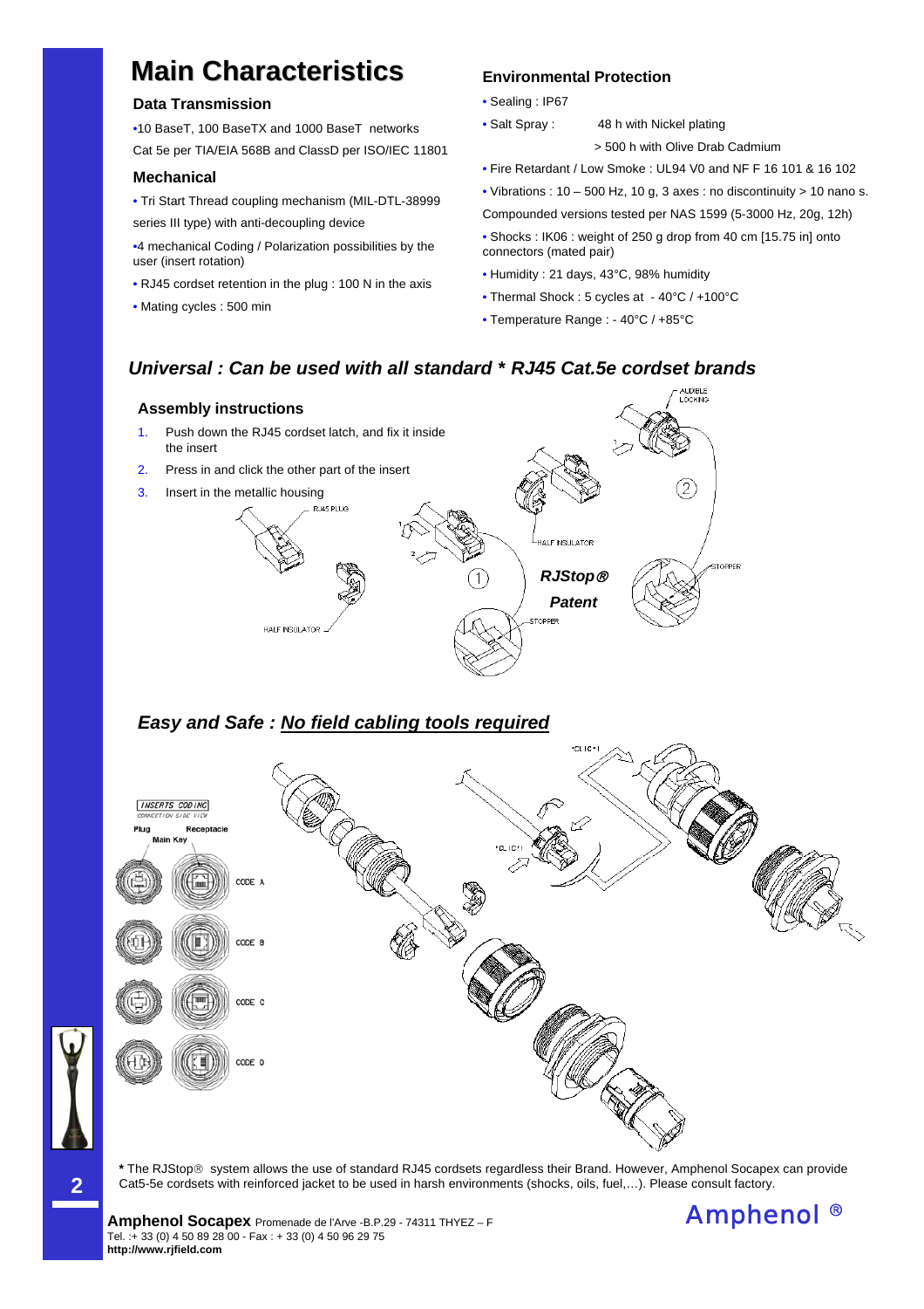# Main Characteristics

### Data Transmission

•10 BaseT, 100 BaseTX and 1000 BaseT networks
Cat 5e per TIA/EIA 568B and ClassD per ISO/IEC 11801

### Mechanical

• Tri Start Thread coupling mechanism (MIL-DTL-38999 series III type) with anti-decoupling device

•4 mechanical Coding / Polarization possibilities by the user (insert rotation)

• RJ45 cordset retention in the plug : 100 N in the axis

• Mating cycles : 500 min

### Environmental Protection

• Sealing : IP67

• Salt Spray : 48 h with Nickel plating
> 500 h with Olive Drab Cadmium

• Fire Retardant / Low Smoke : UL94 V0 and NF F 16 101 & 16 102

• Vibrations : 10 – 500 Hz, 10 g, 3 axes : no discontinuity > 10 nano s.
Compounded versions tested per NAS 1599 (5-3000 Hz, 20g, 12h)

• Shocks : IK06 : weight of 250 g drop from 40 cm [15.75 in] onto connectors (mated pair)

• Humidity : 21 days, 43°C, 98% humidity

• Thermal Shock : 5 cycles at - 40°C / +100°C

• Temperature Range : - 40°C / +85°C

## *Universal : Can be used with all standard * RJ45 Cat.5e cordset brands*

### Assembly instructions

1. Push down the RJ45 cordset latch, and fix it inside the insert
2. Press in and click the other part of the insert
3. Insert in the metallic housing

RJ45 PLUG — HALF INSULATOR — STOPPER — AUDIBLE LOCKING

***RJStop® Patent***

## *Easy and Safe : No field cabling tools required*

INSERTS CODING — CONNECTION SIDE VIEW — Plug — Main Key — Receptacle — CODE A — CODE B — CODE C — CODE D — "CLICK"

**\*** The RJStop® system allows the use of standard RJ45 cordsets regardless their Brand. However, Amphenol Socapex can provide Cat5-5e cordsets with reinforced jacket to be used in harsh environments (shocks, oils, fuel,…). Please consult factory.

**Amphenol Socapex** Promenade de l'Arve -B.P.29 - 74311 THYEZ – F
Tel. :+ 33 (0) 4 50 89 28 00 - Fax : + 33 (0) 4 50 96 29 75
**http://www.rjfield.com**

Amphenol ®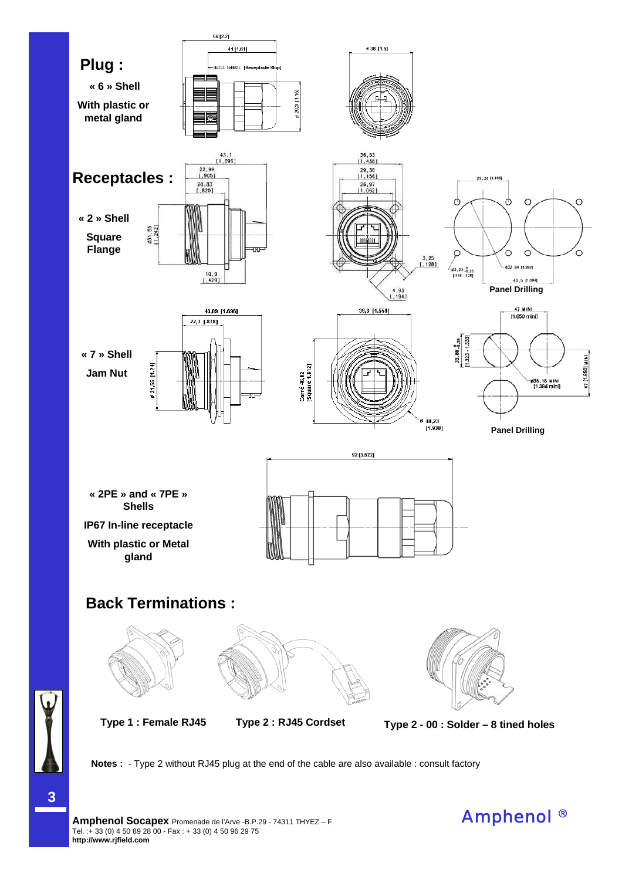## Plug :

**« 6 » Shell**

**With plastic or metal gland**

58 [2.2]

41 [1.61]

BUTEE EMBASE [Receptacle Stop]

ø 29,3 [1.15]

ø 38 [1.5]

## Receptacles :

**« 2 » Shell**

**Square Flange**

43,1 [1,696]

22,99 [,905]

20,83 [,820]

ø31,55 [1,242]

10,9 [,429]

36,53 [1,438]

29,36 [1,156]

26,97 [1,062]

3,25 [,128]

4,93 [,194]

29,36 [1.156]

ø3,25 +0.25 [118 - .128]

ø32,94 [1.297]

40,5 [1.594]

**Panel Drilling**

**« 7 » Shell**

**Jam Nut**

43,09 [1.696]

22,3 [.878]

ø 31,55 [1.24]

39,6 [1.559]

Carré 46,02 [Square 1.812]

ø 49,23 [1.938]

47 MINI [1.850 mini]

33,60 -0.25 [1.323 - 1.333]

ø35,16 MINI [1.384 mini]

47 [1.850] MINI

**Panel Drilling**

**« 2PE » and « 7PE » Shells**

**IP67 In-line receptacle**

**With plastic or Metal gland**

92 [3.622]

## Back Terminations :

**Type 1 : Female RJ45**

**Type 2 : RJ45 Cordset**

**Type 2 - 00 : Solder – 8 tined holes**

**Notes :** - Type 2 without RJ45 plug at the end of the cable are also available : consult factory

**Amphenol Socapex** Promenade de l'Arve -B.P.29 - 74311 THYEZ – F
Tel. :+ 33 (0) 4 50 89 28 00 - Fax : + 33 (0) 4 50 96 29 75
**http://www.rjfield.com**

Amphenol ®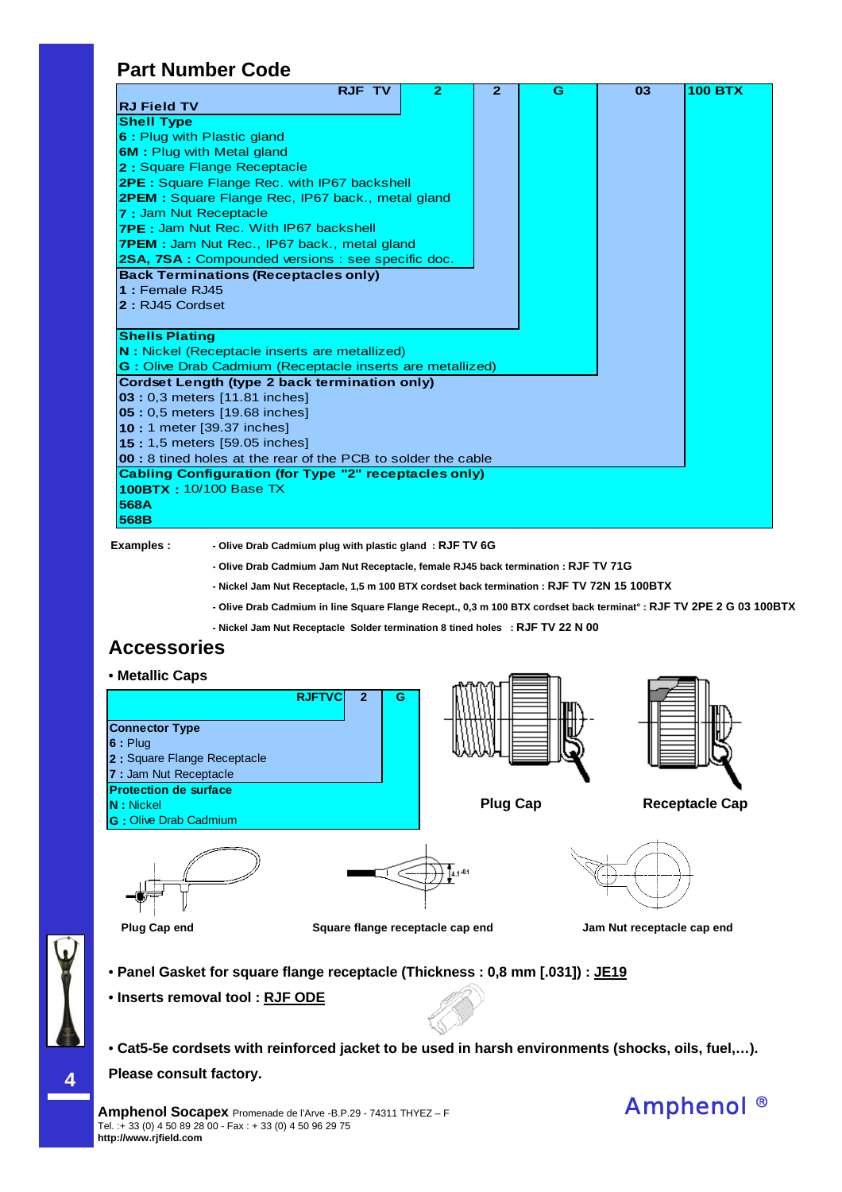## Part Number Code

| RJ Field TV | Shell Type | Back Terminations | Shells Plating | Cordset Length | Cabling Configuration |
|---|---|---|---|---|---|
| RJF TV | 2 | 2 | G | 03 | 100 BTX |

**RJ Field TV**

**Shell Type**
- **6 :** Plug with Plastic gland
- **6M :** Plug with Metal gland
- **2 :** Square Flange Receptacle
- **2PE :** Square Flange Rec. with IP67 backshell
- **2PEM :** Square Flange Rec, IP67 back., metal gland
- **7 :** Jam Nut Receptacle
- **7PE :** Jam Nut Rec. With IP67 backshell
- **7PEM :** Jam Nut Rec., IP67 back., metal gland
- **2SA, 7SA :** Compounded versions : see specific doc.

**Back Terminations (Receptacles only)**
- **1 :** Female RJ45
- **2 :** RJ45 Cordset

**Shells Plating**
- **N :** Nickel (Receptacle inserts are metallized)
- **G :** Olive Drab Cadmium (Receptacle inserts are metallized)

**Cordset Length (type 2 back termination only)**
- **03 :** 0,3 meters [11.81 inches]
- **05 :** 0,5 meters [19.68 inches]
- **10 :** 1 meter [39.37 inches]
- **15 :** 1,5 meters [59.05 inches]
- **00 :** 8 tined holes at the rear of the PCB to solder the cable

**Cabling Configuration (for Type "2" receptacles only)**
- **100BTX :** 10/100 Base TX
- **568A**
- **568B**

**Examples :**
- Olive Drab Cadmium plug with plastic gland : **RJF TV 6G**
- Olive Drab Cadmium Jam Nut Receptacle, female RJ45 back termination : **RJF TV 71G**
- Nickel Jam Nut Receptacle, 1,5 m 100 BTX cordset back termination : **RJF TV 72N 15 100BTX**
- Olive Drab Cadmium in line Square Flange Recept., 0,3 m 100 BTX cordset back terminat° : **RJF TV 2PE 2 G 03 100BTX**
- Nickel Jam Nut Receptacle Solder termination 8 tined holes : **RJF TV 22 N 00**

## Accessories

- **Metallic Caps**

| Connector Type | Protection de surface |
|---|---|
| RJFTVC 2 | G |

**Connector Type**
- **6 :** Plug
- **2 :** Square Flange Receptacle
- **7 :** Jam Nut Receptacle

**Protection de surface**
- **N :** Nickel
- **G :** Olive Drab Cadmium

**Plug Cap** **Receptacle Cap**

4,1$^{-0,1}$

**Plug Cap end** **Square flange receptacle cap end** **Jam Nut receptacle cap end**

- **Panel Gasket for square flange receptacle (Thickness : 0,8 mm [.031]) : JE19**
- **Inserts removal tool : RJF ODE**
- **Cat5-5e cordsets with reinforced jacket to be used in harsh environments (shocks, oils, fuel,…).**

**Please consult factory.**

**Amphenol Socapex** Promenade de l'Arve -B.P.29 - 74311 THYEZ – F
Tel. :+ 33 (0) 4 50 89 28 00 - Fax : + 33 (0) 4 50 96 29 75
**http://www.rjfield.com**

Amphenol ®